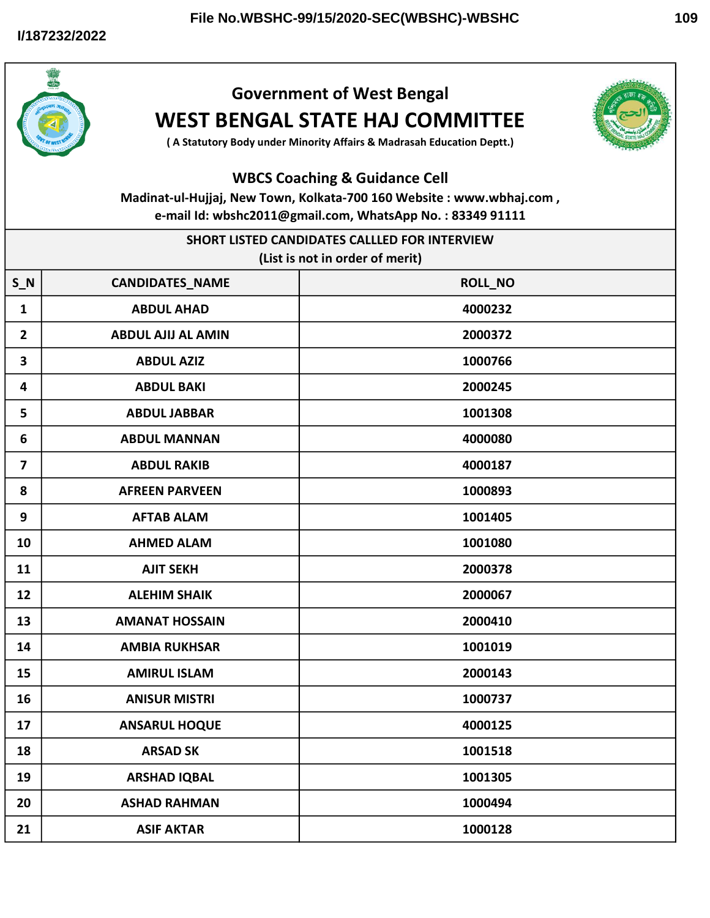# Government of West Bengal

# WEST BENGAL STATE HAJ COMMITTEE

( A Statutory Body under Minority Affairs & Madrasah Education Deptt.)

## WBCS Coaching & Guidance Cell

Madinat-ul-Hujjaj, New Town, Kolkata-700 160 Website : www.wbhaj.com ,
e-mail Id: wbshc2011@gmail.com, WhatsApp No. : 83349 91111

### SHORT LISTED CANDIDATES CALLLED FOR INTERVIEW

(List is not in order of merit)

| S_N | CANDIDATES_NAME | ROLL_NO |
|---|---|---|
| 1 | ABDUL AHAD | 4000232 |
| 2 | ABDUL AJIJ AL AMIN | 2000372 |
| 3 | ABDUL AZIZ | 1000766 |
| 4 | ABDUL BAKI | 2000245 |
| 5 | ABDUL JABBAR | 1001308 |
| 6 | ABDUL MANNAN | 4000080 |
| 7 | ABDUL RAKIB | 4000187 |
| 8 | AFREEN PARVEEN | 1000893 |
| 9 | AFTAB ALAM | 1001405 |
| 10 | AHMED ALAM | 1001080 |
| 11 | AJIT SEKH | 2000378 |
| 12 | ALEHIM SHAIK | 2000067 |
| 13 | AMANAT HOSSAIN | 2000410 |
| 14 | AMBIA RUKHSAR | 1001019 |
| 15 | AMIRUL ISLAM | 2000143 |
| 16 | ANISUR MISTRI | 1000737 |
| 17 | ANSARUL HOQUE | 4000125 |
| 18 | ARSAD SK | 1001518 |
| 19 | ARSHAD IQBAL | 1001305 |
| 20 | ASHAD RAHMAN | 1000494 |
| 21 | ASIF AKTAR | 1000128 |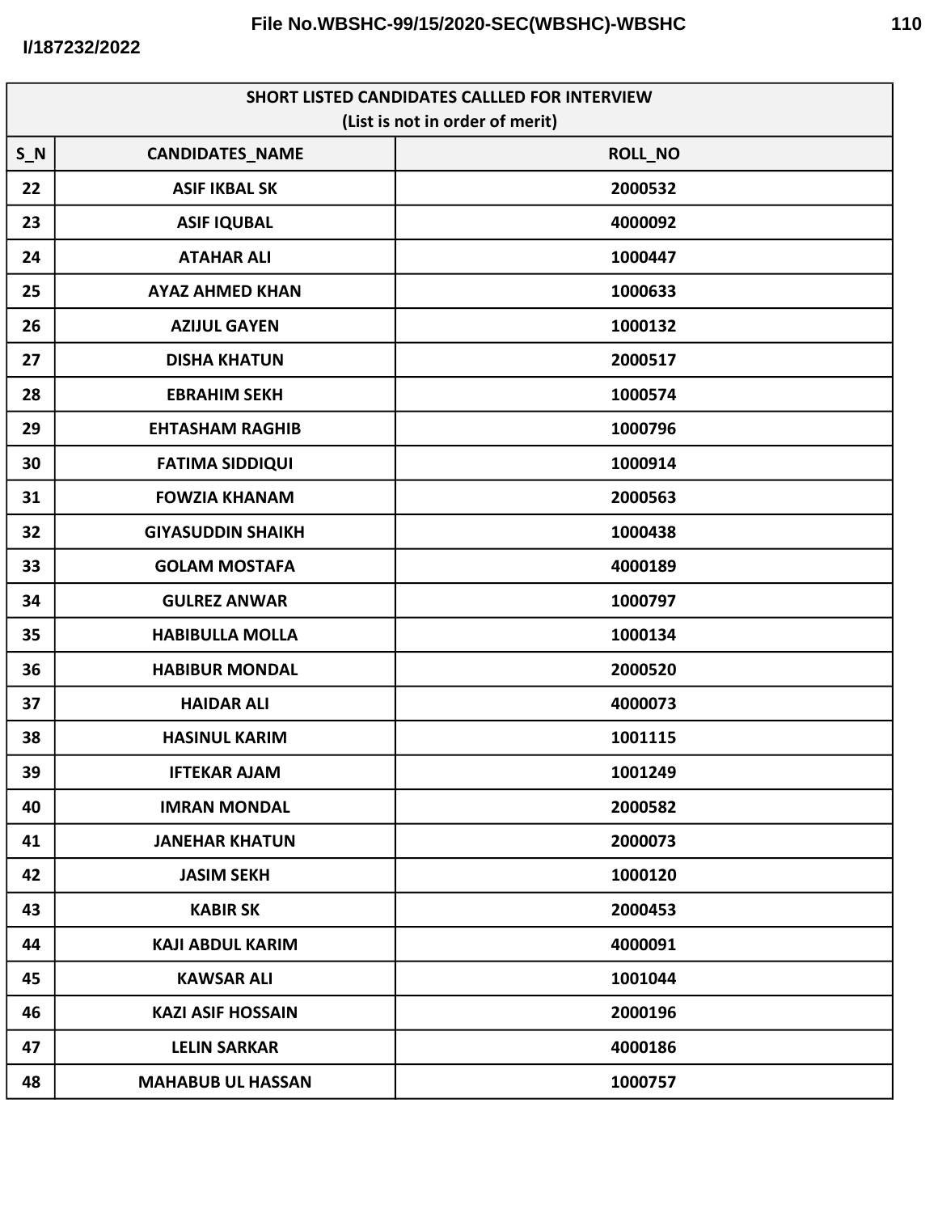| SHORT LISTED CANDIDATES CALLLED FOR INTERVIEW (List is not in order of merit) | | |
|---|---|---|
| S_N | CANDIDATES_NAME | ROLL_NO |
| 22 | ASIF IKBAL SK | 2000532 |
| 23 | ASIF IQUBAL | 4000092 |
| 24 | ATAHAR ALI | 1000447 |
| 25 | AYAZ AHMED KHAN | 1000633 |
| 26 | AZIJUL GAYEN | 1000132 |
| 27 | DISHA KHATUN | 2000517 |
| 28 | EBRAHIM SEKH | 1000574 |
| 29 | EHTASHAM RAGHIB | 1000796 |
| 30 | FATIMA SIDDIQUI | 1000914 |
| 31 | FOWZIA KHANAM | 2000563 |
| 32 | GIYASUDDIN SHAIKH | 1000438 |
| 33 | GOLAM MOSTAFA | 4000189 |
| 34 | GULREZ ANWAR | 1000797 |
| 35 | HABIBULLA MOLLA | 1000134 |
| 36 | HABIBUR MONDAL | 2000520 |
| 37 | HAIDAR ALI | 4000073 |
| 38 | HASINUL KARIM | 1001115 |
| 39 | IFTEKAR AJAM | 1001249 |
| 40 | IMRAN MONDAL | 2000582 |
| 41 | JANEHAR KHATUN | 2000073 |
| 42 | JASIM SEKH | 1000120 |
| 43 | KABIR SK | 2000453 |
| 44 | KAJI ABDUL KARIM | 4000091 |
| 45 | KAWSAR ALI | 1001044 |
| 46 | KAZI ASIF HOSSAIN | 2000196 |
| 47 | LELIN SARKAR | 4000186 |
| 48 | MAHABUB UL HASSAN | 1000757 |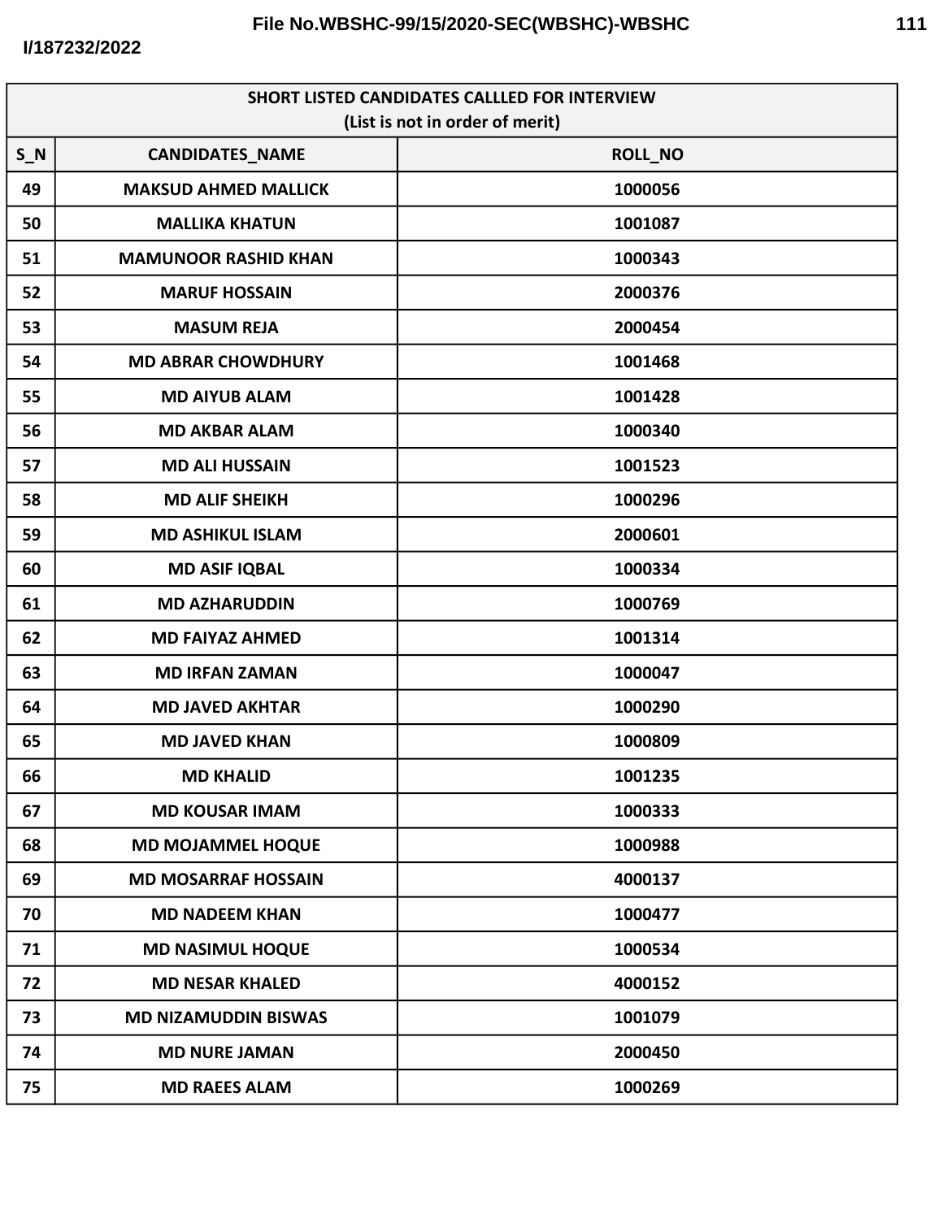| SHORT LISTED CANDIDATES CALLLED FOR INTERVIEW (List is not in order of merit) | | |
|---|---|---|
| S_N | CANDIDATES_NAME | ROLL_NO |
| 49 | MAKSUD AHMED MALLICK | 1000056 |
| 50 | MALLIKA KHATUN | 1001087 |
| 51 | MAMUNOOR RASHID KHAN | 1000343 |
| 52 | MARUF HOSSAIN | 2000376 |
| 53 | MASUM REJA | 2000454 |
| 54 | MD ABRAR CHOWDHURY | 1001468 |
| 55 | MD AIYUB ALAM | 1001428 |
| 56 | MD AKBAR ALAM | 1000340 |
| 57 | MD ALI HUSSAIN | 1001523 |
| 58 | MD ALIF SHEIKH | 1000296 |
| 59 | MD ASHIKUL ISLAM | 2000601 |
| 60 | MD ASIF IQBAL | 1000334 |
| 61 | MD AZHARUDDIN | 1000769 |
| 62 | MD FAIYAZ AHMED | 1001314 |
| 63 | MD IRFAN ZAMAN | 1000047 |
| 64 | MD JAVED AKHTAR | 1000290 |
| 65 | MD JAVED KHAN | 1000809 |
| 66 | MD KHALID | 1001235 |
| 67 | MD KOUSAR IMAM | 1000333 |
| 68 | MD MOJAMMEL HOQUE | 1000988 |
| 69 | MD MOSARRAF HOSSAIN | 4000137 |
| 70 | MD NADEEM KHAN | 1000477 |
| 71 | MD NASIMUL HOQUE | 1000534 |
| 72 | MD NESAR KHALED | 4000152 |
| 73 | MD NIZAMUDDIN BISWAS | 1001079 |
| 74 | MD NURE JAMAN | 2000450 |
| 75 | MD RAEES ALAM | 1000269 |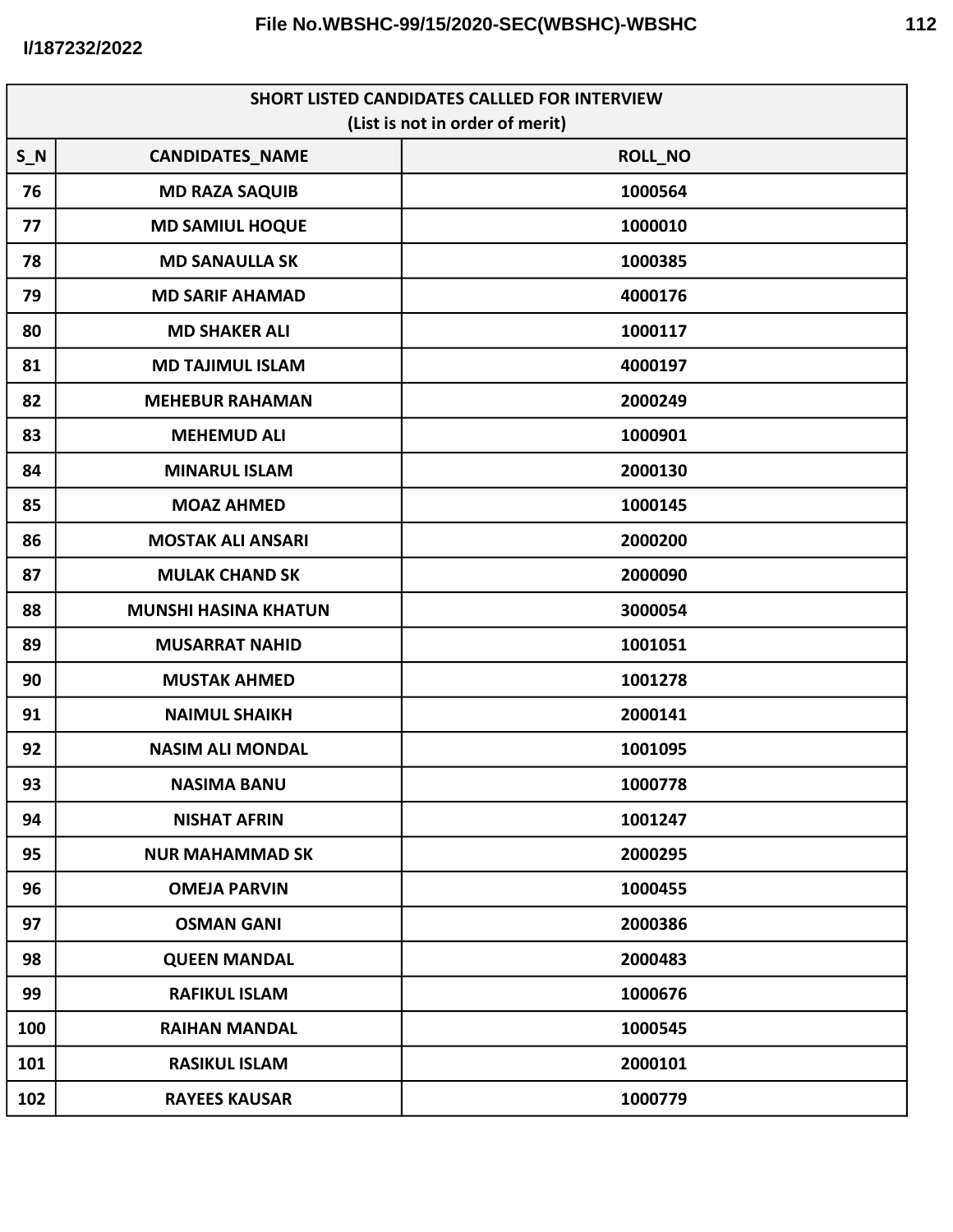| SHORT LISTED CANDIDATES CALLLED FOR INTERVIEW (List is not in order of merit) | | |
|---|---|---|
| S_N | CANDIDATES_NAME | ROLL_NO |
| 76 | MD RAZA SAQUIB | 1000564 |
| 77 | MD SAMIUL HOQUE | 1000010 |
| 78 | MD SANAULLA SK | 1000385 |
| 79 | MD SARIF AHAMAD | 4000176 |
| 80 | MD SHAKER ALI | 1000117 |
| 81 | MD TAJIMUL ISLAM | 4000197 |
| 82 | MEHEBUR RAHAMAN | 2000249 |
| 83 | MEHEMUD ALI | 1000901 |
| 84 | MINARUL ISLAM | 2000130 |
| 85 | MOAZ AHMED | 1000145 |
| 86 | MOSTAK ALI ANSARI | 2000200 |
| 87 | MULAK CHAND SK | 2000090 |
| 88 | MUNSHI HASINA KHATUN | 3000054 |
| 89 | MUSARRAT NAHID | 1001051 |
| 90 | MUSTAK AHMED | 1001278 |
| 91 | NAIMUL SHAIKH | 2000141 |
| 92 | NASIM ALI MONDAL | 1001095 |
| 93 | NASIMA BANU | 1000778 |
| 94 | NISHAT AFRIN | 1001247 |
| 95 | NUR MAHAMMAD SK | 2000295 |
| 96 | OMEJA PARVIN | 1000455 |
| 97 | OSMAN GANI | 2000386 |
| 98 | QUEEN MANDAL | 2000483 |
| 99 | RAFIKUL ISLAM | 1000676 |
| 100 | RAIHAN MANDAL | 1000545 |
| 101 | RASIKUL ISLAM | 2000101 |
| 102 | RAYEES KAUSAR | 1000779 |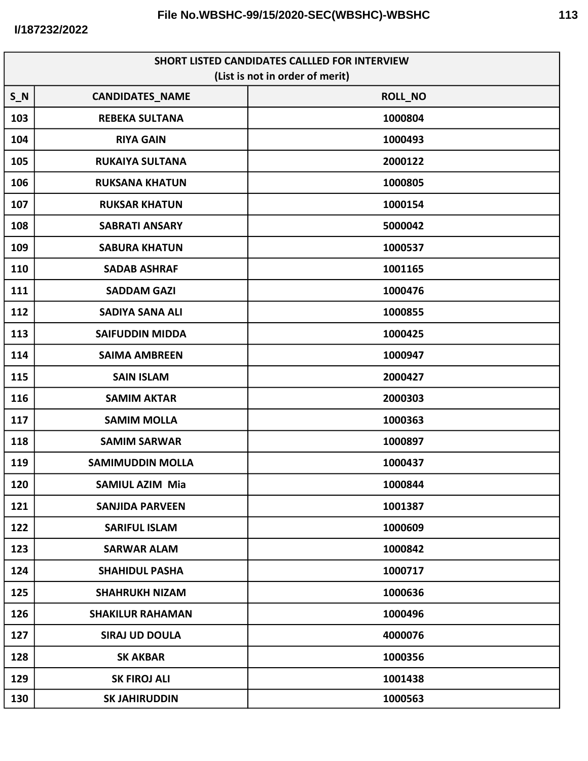| SHORT LISTED CANDIDATES CALLLED FOR INTERVIEW (List is not in order of merit) | | |
|---|---|---|
| S_N | CANDIDATES_NAME | ROLL_NO |
| 103 | REBEKA SULTANA | 1000804 |
| 104 | RIYA GAIN | 1000493 |
| 105 | RUKAIYA SULTANA | 2000122 |
| 106 | RUKSANA KHATUN | 1000805 |
| 107 | RUKSAR KHATUN | 1000154 |
| 108 | SABRATI ANSARY | 5000042 |
| 109 | SABURA KHATUN | 1000537 |
| 110 | SADAB ASHRAF | 1001165 |
| 111 | SADDAM GAZI | 1000476 |
| 112 | SADIYA SANA ALI | 1000855 |
| 113 | SAIFUDDIN MIDDA | 1000425 |
| 114 | SAIMA AMBREEN | 1000947 |
| 115 | SAIN ISLAM | 2000427 |
| 116 | SAMIM AKTAR | 2000303 |
| 117 | SAMIM MOLLA | 1000363 |
| 118 | SAMIM SARWAR | 1000897 |
| 119 | SAMIMUDDIN MOLLA | 1000437 |
| 120 | SAMIUL AZIM Mia | 1000844 |
| 121 | SANJIDA PARVEEN | 1001387 |
| 122 | SARIFUL ISLAM | 1000609 |
| 123 | SARWAR ALAM | 1000842 |
| 124 | SHAHIDUL PASHA | 1000717 |
| 125 | SHAHRUKH NIZAM | 1000636 |
| 126 | SHAKILUR RAHAMAN | 1000496 |
| 127 | SIRAJ UD DOULA | 4000076 |
| 128 | SK AKBAR | 1000356 |
| 129 | SK FIROJ ALI | 1001438 |
| 130 | SK JAHIRUDDIN | 1000563 |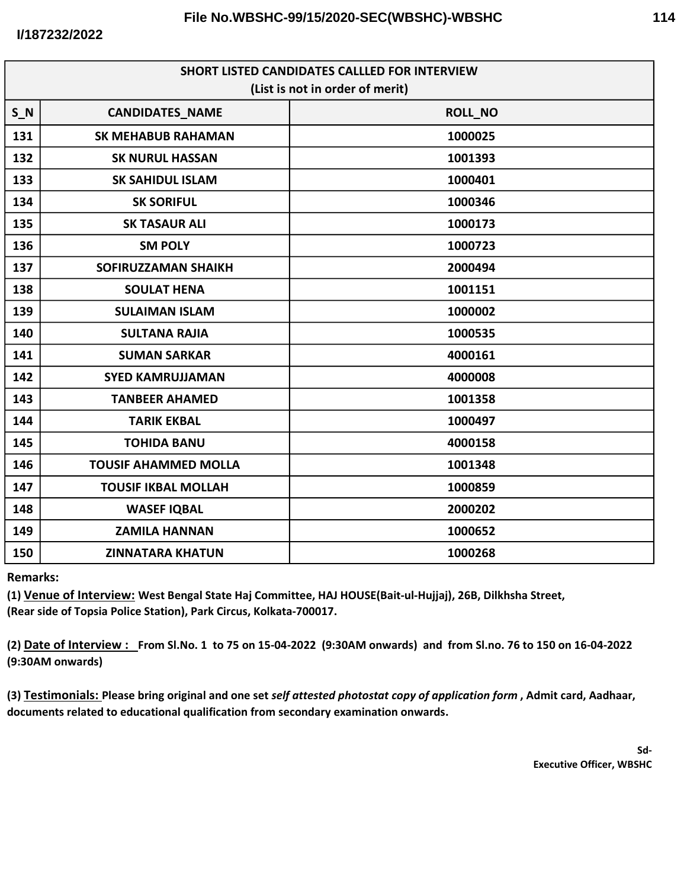| SHORT LISTED CANDIDATES CALLLED FOR INTERVIEW (List is not in order of merit) | | |
|---|---|---|
| S_N | CANDIDATES_NAME | ROLL_NO |
| 131 | SK MEHABUB RAHAMAN | 1000025 |
| 132 | SK NURUL HASSAN | 1001393 |
| 133 | SK SAHIDUL ISLAM | 1000401 |
| 134 | SK SORIFUL | 1000346 |
| 135 | SK TASAUR ALI | 1000173 |
| 136 | SM POLY | 1000723 |
| 137 | SOFIRUZZAMAN SHAIKH | 2000494 |
| 138 | SOULAT HENA | 1001151 |
| 139 | SULAIMAN ISLAM | 1000002 |
| 140 | SULTANA RAJIA | 1000535 |
| 141 | SUMAN SARKAR | 4000161 |
| 142 | SYED KAMRUJJAMAN | 4000008 |
| 143 | TANBEER AHAMED | 1001358 |
| 144 | TARIK EKBAL | 1000497 |
| 145 | TOHIDA BANU | 4000158 |
| 146 | TOUSIF AHAMMED MOLLA | 1001348 |
| 147 | TOUSIF IKBAL MOLLAH | 1000859 |
| 148 | WASEF IQBAL | 2000202 |
| 149 | ZAMILA HANNAN | 1000652 |
| 150 | ZINNATARA KHATUN | 1000268 |

**Remarks:**

**(1) Venue of Interview: West Bengal State Haj Committee, HAJ HOUSE(Bait-ul-Hujjaj), 26B, Dilkhsha Street, (Rear side of Topsia Police Station), Park Circus, Kolkata-700017.**

**(2) Date of Interview : From Sl.No. 1 to 75 on 15-04-2022 (9:30AM onwards) and from Sl.no. 76 to 150 on 16-04-2022 (9:30AM onwards)**

**(3) Testimonials: Please bring original and one set *self attested photostat copy of application form* , Admit card, Aadhaar, documents related to educational qualification from secondary examination onwards.**

**Sd-**
**Executive Officer, WBSHC**